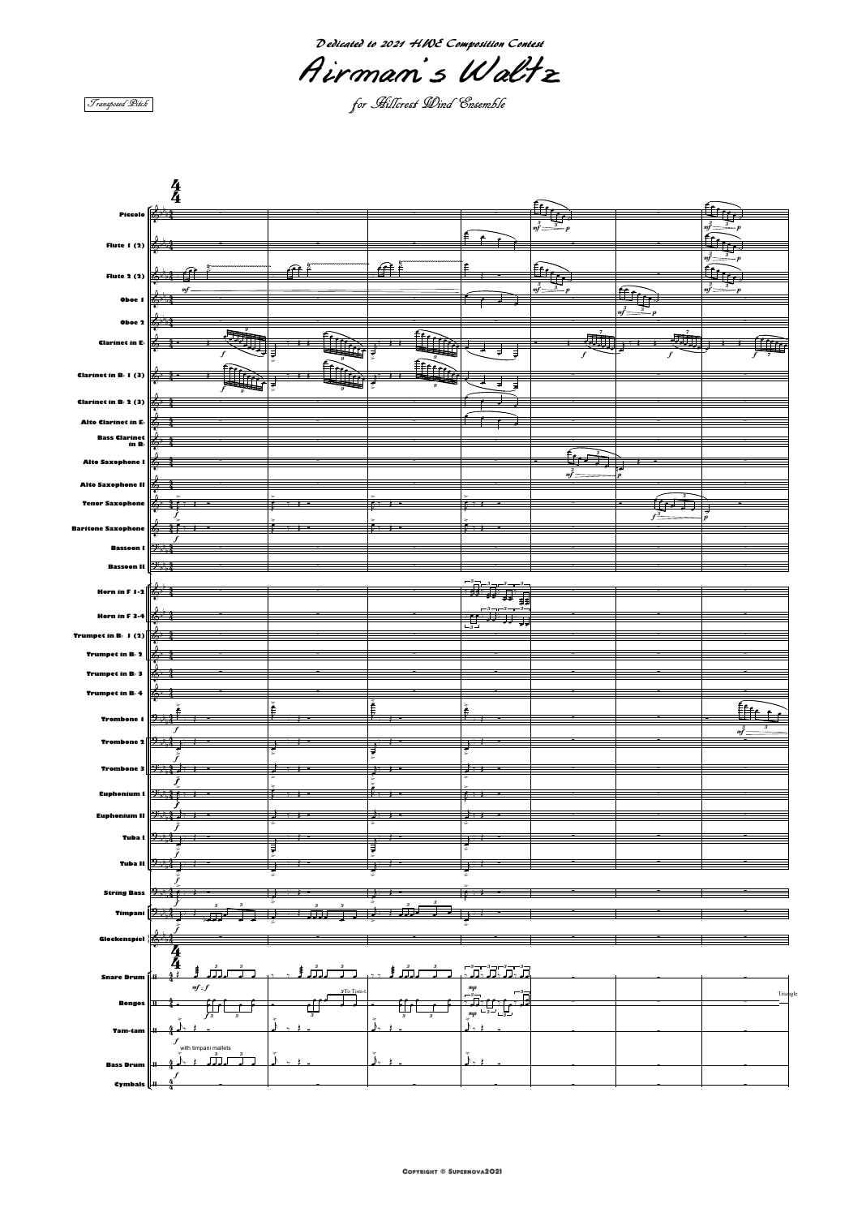*Dedicated to 2021 HWE Composition Contest*

# Airman's Waltz

*for Hillcrest Wind Ensemble*

*Transposed Pitch*

Copyright © Supernova2021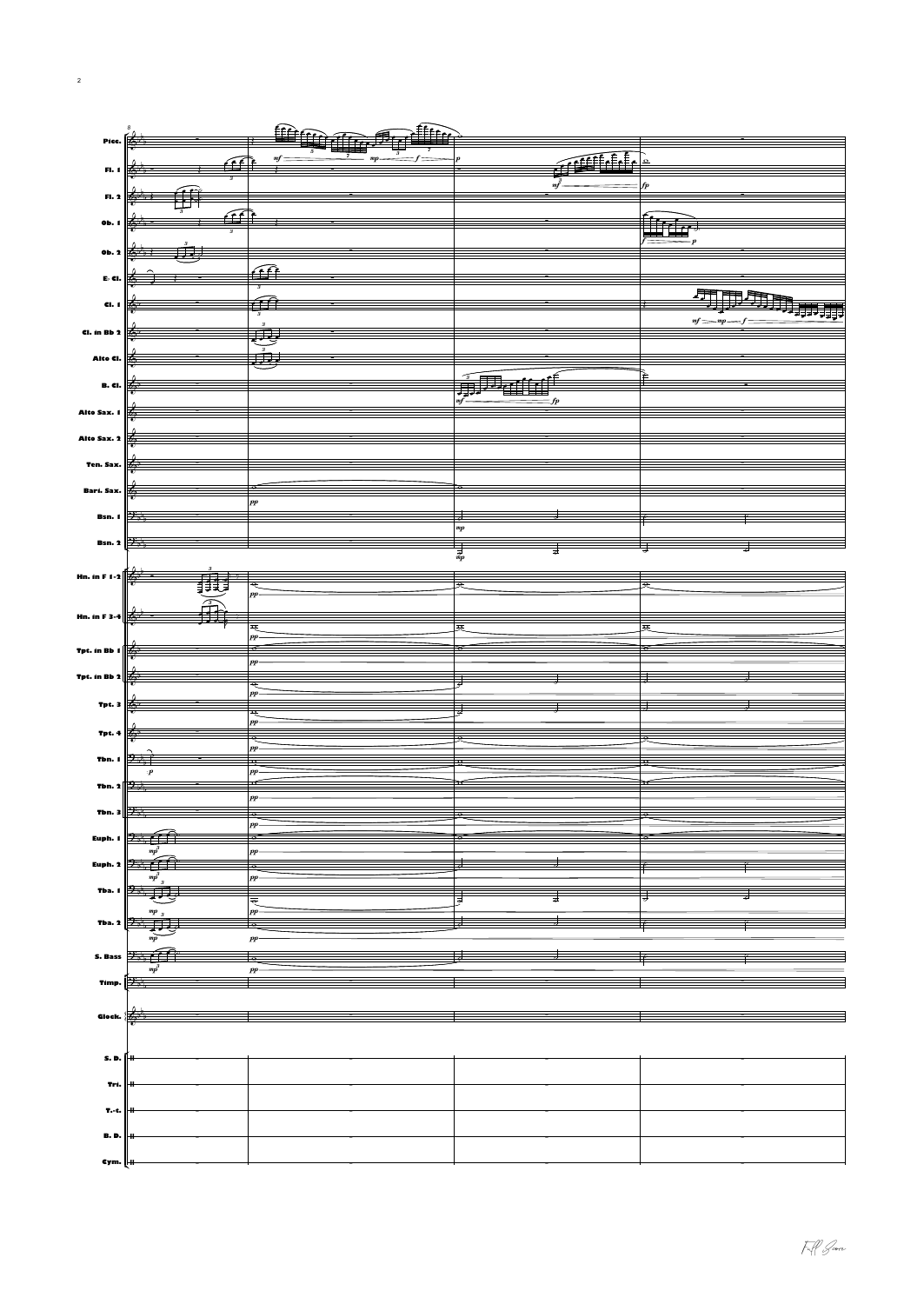Picc.

Fl. 1

Fl. 2

Ob. 1

Ob. 2

E♭ Cl.

Cl. 1

Cl. in B♭ 2

Alto Cl.

B. Cl.

Alto Sax. 1

Alto Sax. 2

Ten. Sax.

Bari. Sax.

Bsn. 1

Bsn. 2

Hn. in F 1-2

Hn. in F 3-4

Tpt. in B♭ 1

Tpt. in B♭ 2

Tpt. 3

Tpt. 4

Tbn. 1

Tbn. 2

Tbn. 3

Euph. 1

Euph. 2

Tba. 1

Tba. 2

S. Bass

Timp.

Glock.

S. D.

Tri.

T.-t.

B. D.

Cym.